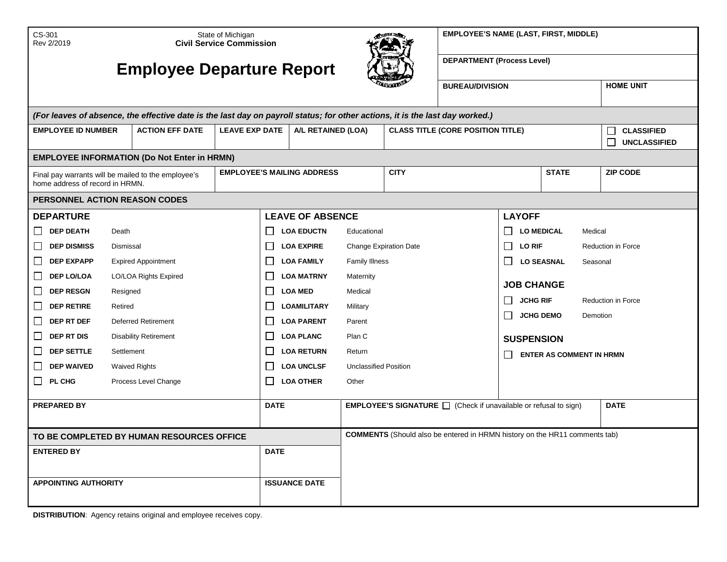CS-301
Rev 2/2019

State of Michigan
**Civil Service Commission**

# Employee Departure Report

| EMPLOYEE'S NAME (LAST, FIRST, MIDDLE) | |
|---|---|
| DEPARTMENT (Process Level) | |
| BUREAU/DIVISION | HOME UNIT |

***(For leaves of absence, the effective date is the last day on payroll status; for other actions, it is the last day worked.)***

| EMPLOYEE ID NUMBER | ACTION EFF DATE | LEAVE EXP DATE | A/L RETAINED (LOA) | CLASS TITLE (CORE POSITION TITLE) | ☐ CLASSIFIED ☐ UNCLASSIFIED |
|---|---|---|---|---|---|
| | | | | | |

## EMPLOYEE INFORMATION (Do Not Enter in HRMN)

| Final pay warrants will be mailed to the employee's home address of record in HRMN. | EMPLOYEE'S MAILING ADDRESS | CITY | STATE | ZIP CODE |
|---|---|---|---|---|
| | | | | |

## PERSONNEL ACTION REASON CODES

### DEPARTURE

- ☐ **DEP DEATH** Death
- ☐ **DEP DISMISS** Dismissal
- ☐ **DEP EXPAPP** Expired Appointment
- ☐ **DEP LO/LOA** LO/LOA Rights Expired
- ☐ **DEP RESGN** Resigned
- ☐ **DEP RETIRE** Retired
- ☐ **DEP RT DEF** Deferred Retirement
- ☐ **DEP RT DIS** Disability Retirement
- ☐ **DEP SETTLE** Settlement
- ☐ **DEP WAIVED** Waived Rights
- ☐ **PL CHG** Process Level Change

### LEAVE OF ABSENCE

- ☐ **LOA EDUCTN** Educational
- ☐ **LOA EXPIRE** Change Expiration Date
- ☐ **LOA FAMILY** Family Illness
- ☐ **LOA MATRNY** Maternity
- ☐ **LOA MED** Medical
- ☐ **LOAMILITARY** Military
- ☐ **LOA PARENT** Parent
- ☐ **LOA PLANC** Plan C
- ☐ **LOA RETURN** Return
- ☐ **LOA UNCLSF** Unclassified Position
- ☐ **LOA OTHER** Other

### LAYOFF

- ☐ **LO MEDICAL** Medical
- ☐ **LO RIF** Reduction in Force
- ☐ **LO SEASNAL** Seasonal

### JOB CHANGE

- ☐ **JCHG RIF** Reduction in Force
- ☐ **JCHG DEMO** Demotion

### SUSPENSION

- ☐ **ENTER AS COMMENT IN HRMN**

| PREPARED BY | DATE | EMPLOYEE'S SIGNATURE ☐ (Check if unavailable or refusal to sign) | DATE |
|---|---|---|---|
| | | | |

| TO BE COMPLETED BY HUMAN RESOURCES OFFICE | | **COMMENTS** (Should also be entered in HRMN history on the HR11 comments tab) |
|---|---|---|
| ENTERED BY | DATE | |
| APPOINTING AUTHORITY | ISSUANCE DATE | |

**DISTRIBUTION**: Agency retains original and employee receives copy.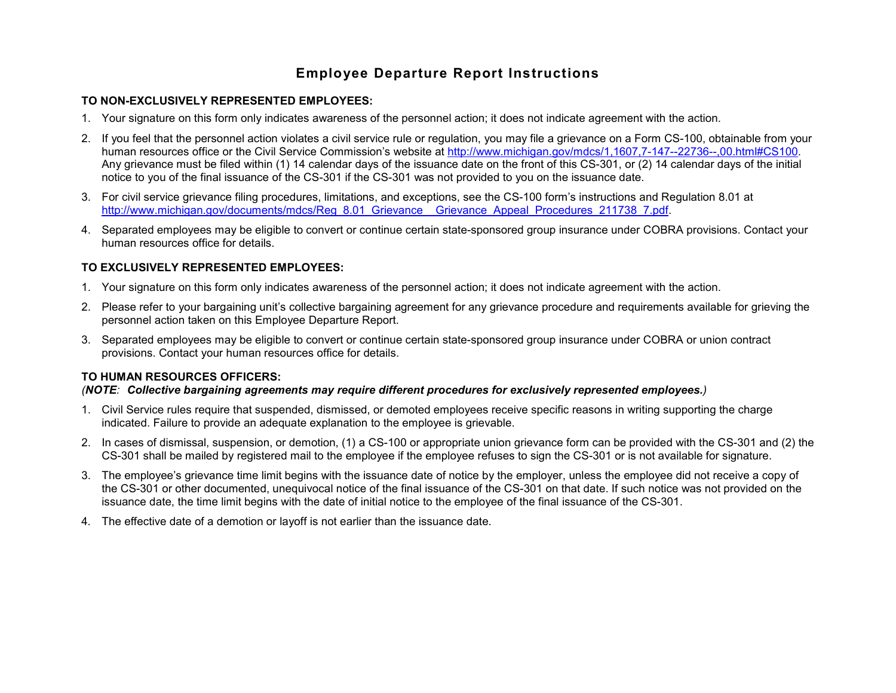# Employee Departure Report Instructions

**TO NON-EXCLUSIVELY REPRESENTED EMPLOYEES:**

1. Your signature on this form only indicates awareness of the personnel action; it does not indicate agreement with the action.
2. If you feel that the personnel action violates a civil service rule or regulation, you may file a grievance on a Form CS-100, obtainable from your human resources office or the Civil Service Commission's website at http://www.michigan.gov/mdcs/1,1607,7-147--22736--,00.html#CS100. Any grievance must be filed within (1) 14 calendar days of the issuance date on the front of this CS-301, or (2) 14 calendar days of the initial notice to you of the final issuance of the CS-301 if the CS-301 was not provided to you on the issuance date.
3. For civil service grievance filing procedures, limitations, and exceptions, see the CS-100 form's instructions and Regulation 8.01 at http://www.michigan.gov/documents/mdcs/Reg_8.01_Grievance__Grievance_Appeal_Procedures_211738_7.pdf.
4. Separated employees may be eligible to convert or continue certain state-sponsored group insurance under COBRA provisions. Contact your human resources office for details.

**TO EXCLUSIVELY REPRESENTED EMPLOYEES:**

1. Your signature on this form only indicates awareness of the personnel action; it does not indicate agreement with the action.
2. Please refer to your bargaining unit's collective bargaining agreement for any grievance procedure and requirements available for grieving the personnel action taken on this Employee Departure Report.
3. Separated employees may be eligible to convert or continue certain state-sponsored group insurance under COBRA or union contract provisions. Contact your human resources office for details.

**TO HUMAN RESOURCES OFFICERS:**
*(**NOTE**: **Collective bargaining agreements may require different procedures for exclusively represented employees.**)*

1. Civil Service rules require that suspended, dismissed, or demoted employees receive specific reasons in writing supporting the charge indicated. Failure to provide an adequate explanation to the employee is grievable.
2. In cases of dismissal, suspension, or demotion, (1) a CS-100 or appropriate union grievance form can be provided with the CS-301 and (2) the CS-301 shall be mailed by registered mail to the employee if the employee refuses to sign the CS-301 or is not available for signature.
3. The employee's grievance time limit begins with the issuance date of notice by the employer, unless the employee did not receive a copy of the CS-301 or other documented, unequivocal notice of the final issuance of the CS-301 on that date. If such notice was not provided on the issuance date, the time limit begins with the date of initial notice to the employee of the final issuance of the CS-301.
4. The effective date of a demotion or layoff is not earlier than the issuance date.